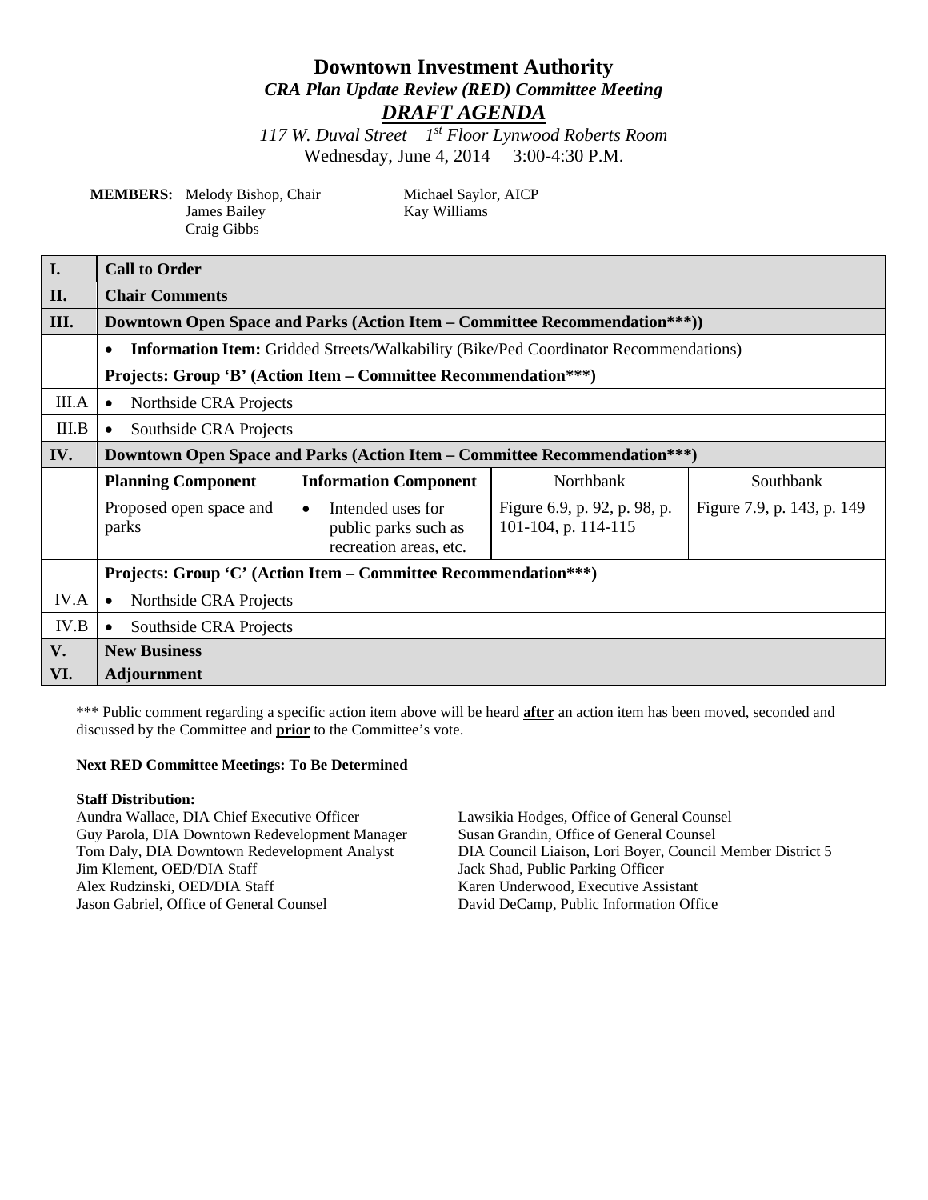# Downtown Investment Authority

## *CRA Plan Update Review (RED) Committee Meeting*

## ***DRAFT AGENDA***

*117 W. Duval Street 1st Floor Lynwood Roberts Room*

Wednesday, June 4, 2014 3:00-4:30 P.M.

**MEMBERS:** Melody Bishop, Chair; James Bailey; Craig Gibbs; Michael Saylor, AICP; Kay Williams

| | | | | |
|---|---|---|---|---|
| **I.** | **Call to Order** | | | |
| **II.** | **Chair Comments** | | | |
| **III.** | **Downtown Open Space and Parks (Action Item – Committee Recommendation***))** | | | |
| | • **Information Item:** Gridded Streets/Walkability (Bike/Ped Coordinator Recommendations) | | | |
| | **Projects: Group 'B' (Action Item – Committee Recommendation***)** | | | |
| III.A | • Northside CRA Projects | | | |
| III.B | • Southside CRA Projects | | | |
| **IV.** | **Downtown Open Space and Parks (Action Item – Committee Recommendation***)** | | | |
| | **Planning Component** | **Information Component** | Northbank | Southbank |
| | Proposed open space and parks | • Intended uses for public parks such as recreation areas, etc. | Figure 6.9, p. 92, p. 98, p. 101-104, p. 114-115 | Figure 7.9, p. 143, p. 149 |
| | **Projects: Group 'C' (Action Item – Committee Recommendation***)** | | | |
| IV.A | • Northside CRA Projects | | | |
| IV.B | • Southside CRA Projects | | | |
| **V.** | **New Business** | | | |
| **VI.** | **Adjournment** | | | |

*** Public comment regarding a specific action item above will be heard **after** an action item has been moved, seconded and discussed by the Committee and **prior** to the Committee's vote.

**Next RED Committee Meetings: To Be Determined**

**Staff Distribution:**

Aundra Wallace, DIA Chief Executive Officer
Guy Parola, DIA Downtown Redevelopment Manager
Tom Daly, DIA Downtown Redevelopment Analyst
Jim Klement, OED/DIA Staff
Alex Rudzinski, OED/DIA Staff
Jason Gabriel, Office of General Counsel
Lawsikia Hodges, Office of General Counsel
Susan Grandin, Office of General Counsel
DIA Council Liaison, Lori Boyer, Council Member District 5
Jack Shad, Public Parking Officer
Karen Underwood, Executive Assistant
David DeCamp, Public Information Office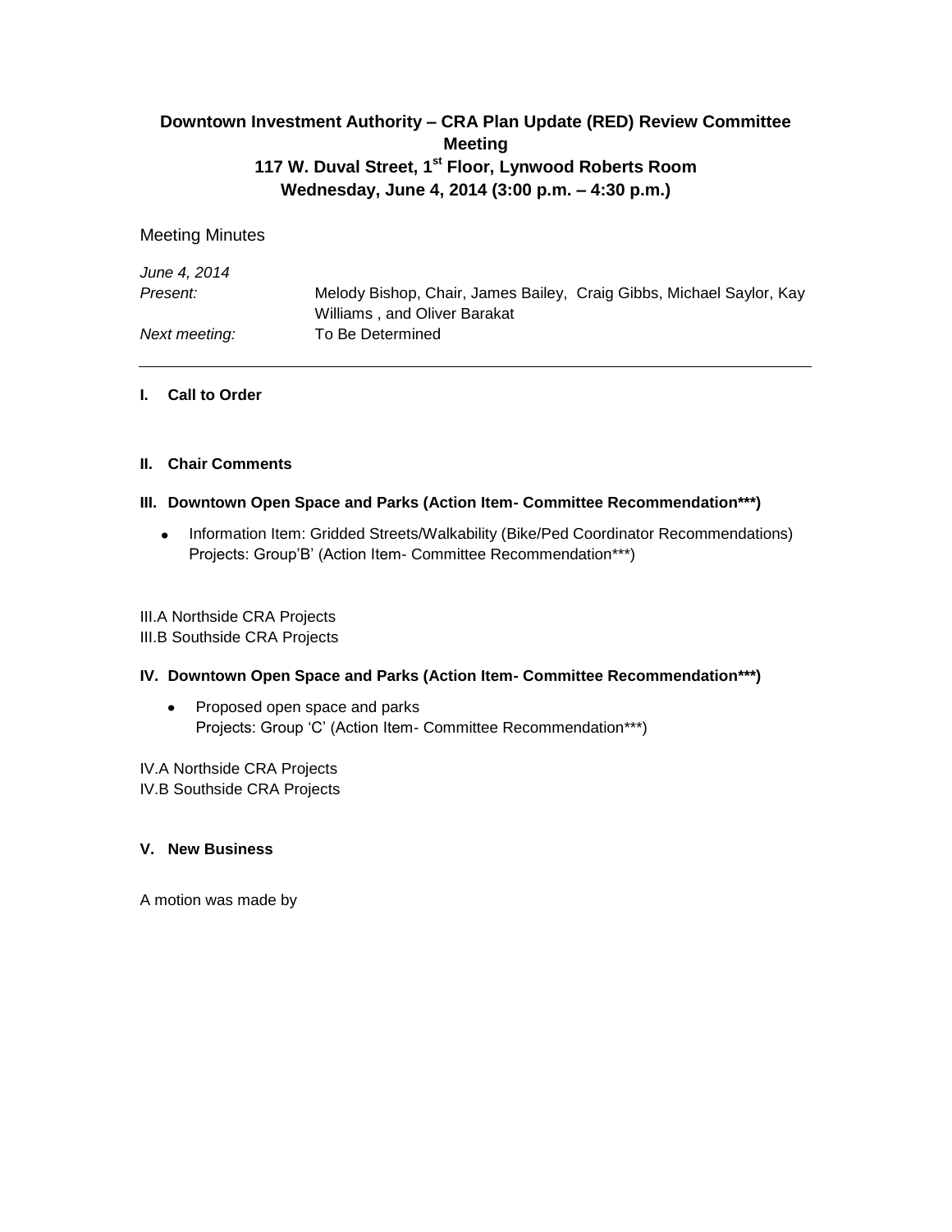**Downtown Investment Authority – CRA Plan Update (RED) Review Committee Meeting**
**117 W. Duval Street, 1st Floor, Lynwood Roberts Room**
**Wednesday, June 4, 2014 (3:00 p.m. – 4:30 p.m.)**

Meeting Minutes

| | |
|---|---|
| *June 4, 2014* | |
| *Present:* | Melody Bishop, Chair, James Bailey, Craig Gibbs, Michael Saylor, Kay Williams , and Oliver Barakat |
| *Next meeting:* | To Be Determined |

---

**I. Call to Order**

**II. Chair Comments**

**III. Downtown Open Space and Parks (Action Item- Committee Recommendation***)**

- Information Item: Gridded Streets/Walkability (Bike/Ped Coordinator Recommendations) Projects: Group'B' (Action Item- Committee Recommendation***)

III.A Northside CRA Projects
III.B Southside CRA Projects

**IV. Downtown Open Space and Parks (Action Item- Committee Recommendation***)**

- Proposed open space and parks
  Projects: Group 'C' (Action Item- Committee Recommendation***)

IV.A Northside CRA Projects
IV.B Southside CRA Projects

**V. New Business**

A motion was made by